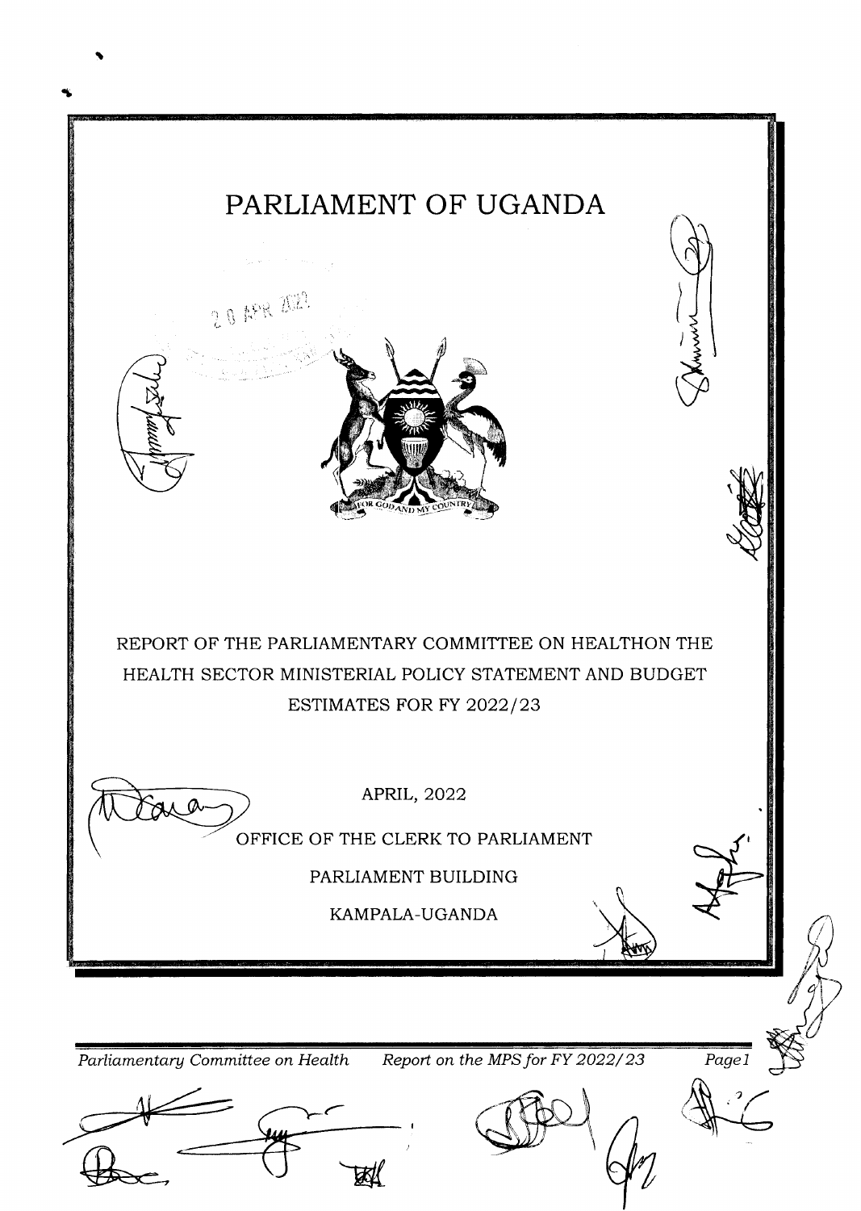# PARLIAMENT OF UGANDA

REPORT OF THE PARLIAMENTARY COMMITTEE ON HEALTHON THE HEALTH SECTOR MINISTERIAL POLICY STATEMENT AND BUDGET ESTIMATES FOR FY 2022/23

APRIL, 2022

OFFICE OF THE CLERK TO PARLIAMENT

PARLIAMENT BUILDING

KAMPALA-UGANDA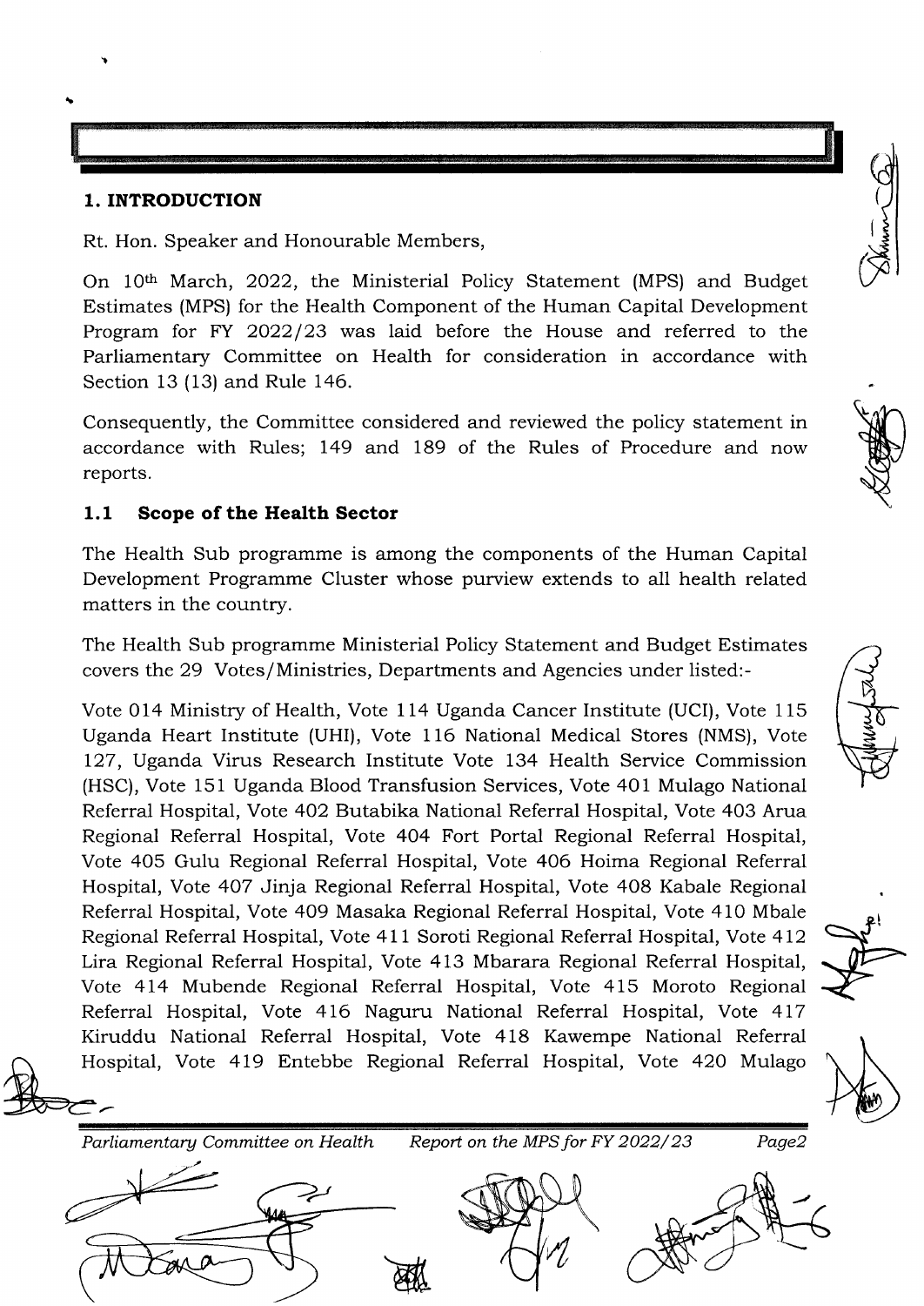## 1. INTRODUCTION

Rt. Hon. Speaker and Honourable Members,

On 10th March, 2022, the Ministerial Policy Statement (MPS) and Budget Estimates (MPS) for the Health Component of the Human Capital Development Program for FY 2022/23 was laid before the House and referred to the Parliamentary Committee on Health for consideration in accordance with Section 13 (13) and Rule 146.

Consequently, the Committee considered and reviewed the policy statement in accordance with Rules; 149 and 189 of the Rules of Procedure and now reports.

### 1.1 Scope of the Health Sector

The Health Sub programme is among the components of the Human Capital Development Programme Cluster whose purview extends to all health related matters in the country.

The Health Sub programme Ministerial Policy Statement and Budget Estimates covers the 29 Votes/Ministries, Departments and Agencies under listed:-

Vote 014 Ministry of Health, Vote 114 Uganda Cancer Institute (UCI), Vote 115 Uganda Heart Institute (UHI), Vote 116 National Medical Stores (NMS), Vote 127, Uganda Virus Research Institute Vote 134 Health Service Commission (HSC), Vote 151 Uganda Blood Transfusion Services, Vote 401 Mulago National Referral Hospital, Vote 402 Butabika National Referral Hospital, Vote 403 Arua Regional Referral Hospital, Vote 404 Fort Portal Regional Referral Hospital, Vote 405 Gulu Regional Referral Hospital, Vote 406 Hoima Regional Referral Hospital, Vote 407 Jinja Regional Referral Hospital, Vote 408 Kabale Regional Referral Hospital, Vote 409 Masaka Regional Referral Hospital, Vote 410 Mbale Regional Referral Hospital, Vote 411 Soroti Regional Referral Hospital, Vote 412 Lira Regional Referral Hospital, Vote 413 Mbarara Regional Referral Hospital, Vote 414 Mubende Regional Referral Hospital, Vote 415 Moroto Regional Referral Hospital, Vote 416 Naguru National Referral Hospital, Vote 417 Kiruddu National Referral Hospital, Vote 418 Kawempe National Referral Hospital, Vote 419 Entebbe Regional Referral Hospital, Vote 420 Mulago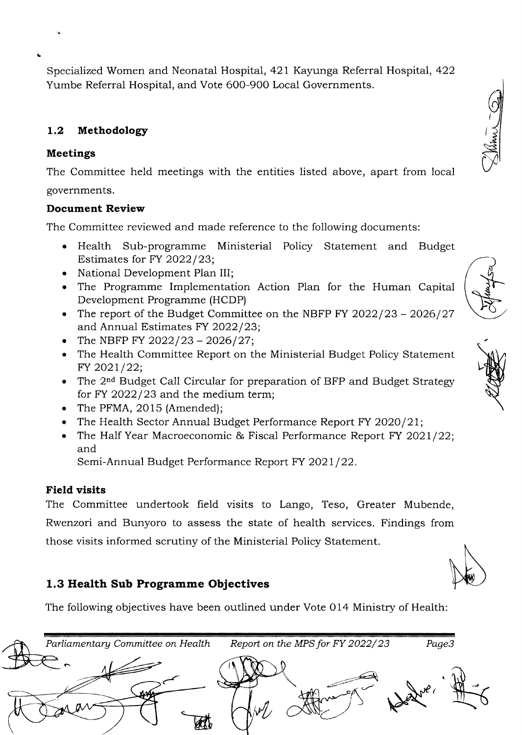Specialized Women and Neonatal Hospital, 421 Kayunga Referral Hospital, 422 Yumbe Referral Hospital, and Vote 600-900 Local Governments.

## 1.2 Methodology

**Meetings**

The Committee held meetings with the entities listed above, apart from local governments.

**Document Review**

The Committee reviewed and made reference to the following documents:

- Health Sub-programme Ministerial Policy Statement and Budget Estimates for FY 2022/23;
- National Development Plan III;
- The Programme Implementation Action Plan for the Human Capital Development Programme (HCDP)
- The report of the Budget Committee on the NBFP FY 2022/23 – 2026/27 and Annual Estimates FY 2022/23;
- The NBFP FY 2022/23 – 2026/27;
- The Health Committee Report on the Ministerial Budget Policy Statement FY 2021/22;
- The 2nd Budget Call Circular for preparation of BFP and Budget Strategy for FY 2022/23 and the medium term;
- The PFMA, 2015 (Amended);
- The Health Sector Annual Budget Performance Report FY 2020/21;
- The Half Year Macroeconomic & Fiscal Performance Report FY 2021/22; and
  Semi-Annual Budget Performance Report FY 2021/22.

**Field visits**

The Committee undertook field visits to Lango, Teso, Greater Mubende, Rwenzori and Bunyoro to assess the state of health services. Findings from those visits informed scrutiny of the Ministerial Policy Statement.

## 1.3 Health Sub Programme Objectives

The following objectives have been outlined under Vote 014 Ministry of Health: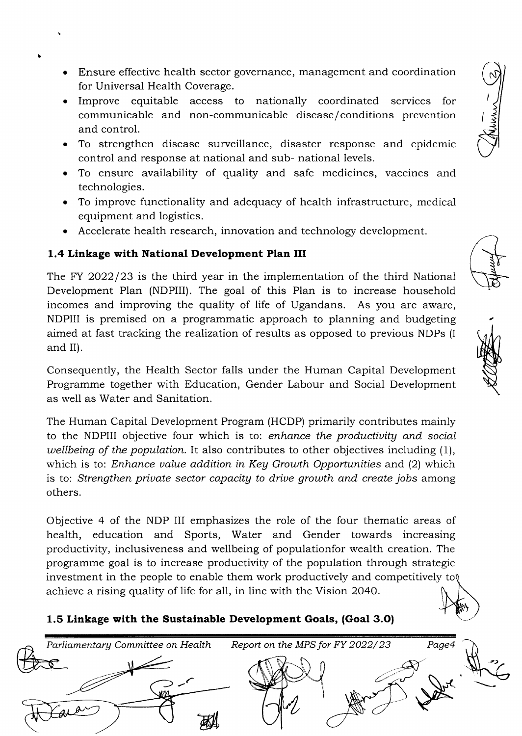- Ensure effective health sector governance, management and coordination for Universal Health Coverage.
- Improve equitable access to nationally coordinated services for communicable and non-communicable disease/conditions prevention and control.
- To strengthen disease surveillance, disaster response and epidemic control and response at national and sub- national levels.
- To ensure availability of quality and safe medicines, vaccines and technologies.
- To improve functionality and adequacy of health infrastructure, medical equipment and logistics.
- Accelerate health research, innovation and technology development.

### 1.4 Linkage with National Development Plan III

The FY 2022/23 is the third year in the implementation of the third National Development Plan (NDPIII). The goal of this Plan is to increase household incomes and improving the quality of life of Ugandans. As you are aware, NDPIII is premised on a programmatic approach to planning and budgeting aimed at fast tracking the realization of results as opposed to previous NDPs (I and II).

Consequently, the Health Sector falls under the Human Capital Development Programme together with Education, Gender Labour and Social Development as well as Water and Sanitation.

The Human Capital Development Program (HCDP) primarily contributes mainly to the NDPIII objective four which is to: *enhance the productivity and social wellbeing of the population.* It also contributes to other objectives including (1), which is to: *Enhance value addition in Key Growth Opportunities* and (2) which is to: *Strengthen private sector capacity to drive growth and create jobs* among others.

Objective 4 of the NDP III emphasizes the role of the four thematic areas of health, education and Sports, Water and Gender towards increasing productivity, inclusiveness and wellbeing of populationfor wealth creation. The programme goal is to increase productivity of the population through strategic investment in the people to enable them work productively and competitively to achieve a rising quality of life for all, in line with the Vision 2040.

### 1.5 Linkage with the Sustainable Development Goals, (Goal 3.0)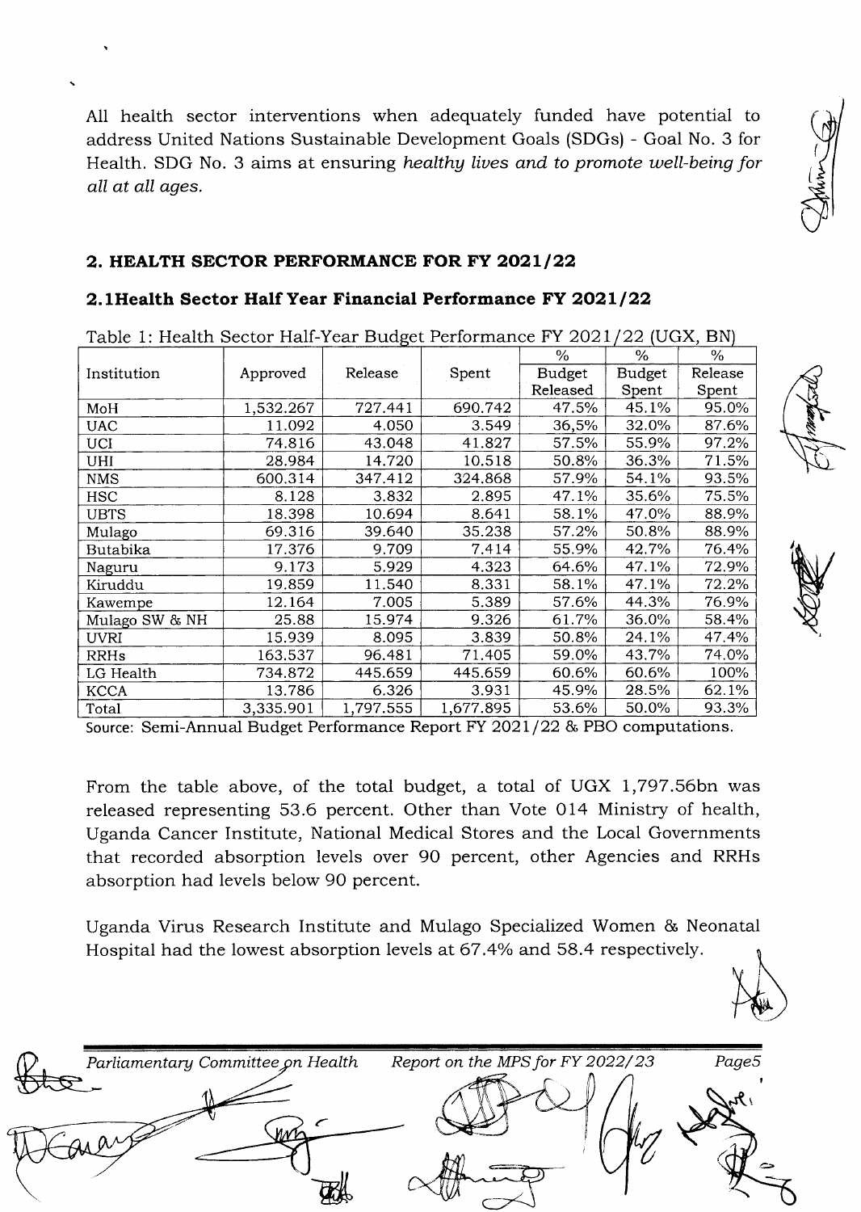All health sector interventions when adequately funded have potential to address United Nations Sustainable Development Goals (SDGs) - Goal No. 3 for Health. SDG No. 3 aims at ensuring *healthy lives and to promote well-being for all at all ages.*

## 2. HEALTH SECTOR PERFORMANCE FOR FY 2021/22

### 2.1Health Sector Half Year Financial Performance FY 2021/22

Table 1: Health Sector Half-Year Budget Performance FY 2021/22 (UGX, BN)

| Institution | Approved | Release | Spent | % Budget Released | % Budget Spent | % Release Spent |
|---|---|---|---|---|---|---|
| MoH | 1,532.267 | 727.441 | 690.742 | 47.5% | 45.1% | 95.0% |
| UAC | 11.092 | 4.050 | 3.549 | 36,5% | 32.0% | 87.6% |
| UCI | 74.816 | 43.048 | 41.827 | 57.5% | 55.9% | 97.2% |
| UHI | 28.984 | 14.720 | 10.518 | 50.8% | 36.3% | 71.5% |
| NMS | 600.314 | 347.412 | 324.868 | 57.9% | 54.1% | 93.5% |
| HSC | 8.128 | 3.832 | 2.895 | 47.1% | 35.6% | 75.5% |
| UBTS | 18.398 | 10.694 | 8.641 | 58.1% | 47.0% | 88.9% |
| Mulago | 69.316 | 39.640 | 35.238 | 57.2% | 50.8% | 88.9% |
| Butabika | 17.376 | 9.709 | 7.414 | 55.9% | 42.7% | 76.4% |
| Naguru | 9.173 | 5.929 | 4.323 | 64.6% | 47.1% | 72.9% |
| Kiruddu | 19.859 | 11.540 | 8.331 | 58.1% | 47.1% | 72.2% |
| Kawempe | 12.164 | 7.005 | 5.389 | 57.6% | 44.3% | 76.9% |
| Mulago SW & NH | 25.88 | 15.974 | 9.326 | 61.7% | 36.0% | 58.4% |
| UVRI | 15.939 | 8.095 | 3.839 | 50.8% | 24.1% | 47.4% |
| RRHs | 163.537 | 96.481 | 71.405 | 59.0% | 43.7% | 74.0% |
| LG Health | 734.872 | 445.659 | 445.659 | 60.6% | 60.6% | 100% |
| KCCA | 13.786 | 6.326 | 3.931 | 45.9% | 28.5% | 62.1% |
| Total | 3,335.901 | 1,797.555 | 1,677.895 | 53.6% | 50.0% | 93.3% |

Source: Semi-Annual Budget Performance Report FY 2021/22 & PBO computations.

From the table above, of the total budget, a total of UGX 1,797.56bn was released representing 53.6 percent. Other than Vote 014 Ministry of health, Uganda Cancer Institute, National Medical Stores and the Local Governments that recorded absorption levels over 90 percent, other Agencies and RRHs absorption had levels below 90 percent.

Uganda Virus Research Institute and Mulago Specialized Women & Neonatal Hospital had the lowest absorption levels at 67.4% and 58.4 respectively.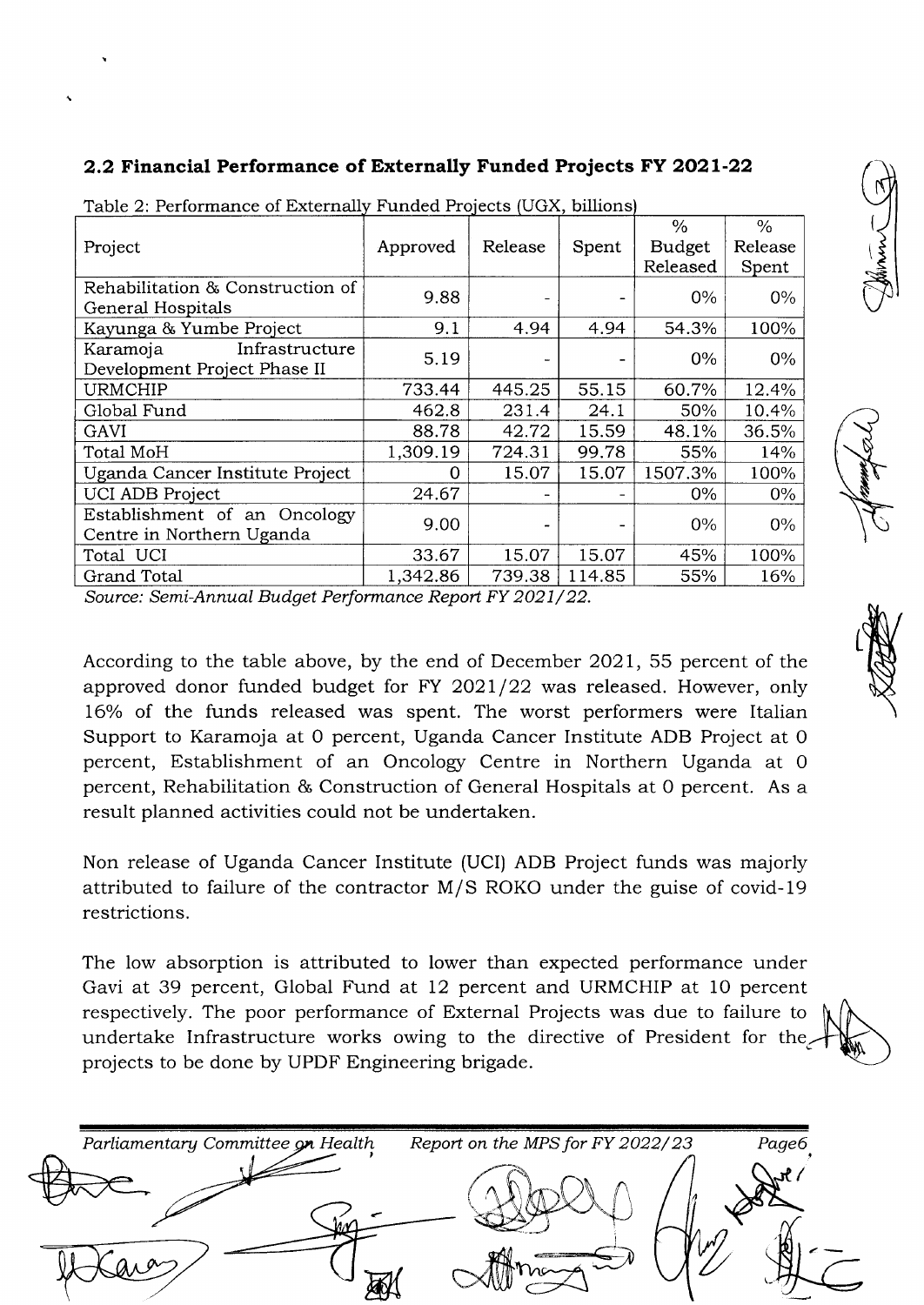## 2.2 Financial Performance of Externally Funded Projects FY 2021-22

Table 2: Performance of Externally Funded Projects (UGX, billions)

| Project | Approved | Release | Spent | % Budget Released | % Release Spent |
|---|---|---|---|---|---|
| Rehabilitation & Construction of General Hospitals | 9.88 | - | - | 0% | 0% |
| Kayunga & Yumbe Project | 9.1 | 4.94 | 4.94 | 54.3% | 100% |
| Karamoja Infrastructure Development Project Phase II | 5.19 | - | - | 0% | 0% |
| URMCHIP | 733.44 | 445.25 | 55.15 | 60.7% | 12.4% |
| Global Fund | 462.8 | 231.4 | 24.1 | 50% | 10.4% |
| GAVI | 88.78 | 42.72 | 15.59 | 48.1% | 36.5% |
| Total MoH | 1,309.19 | 724.31 | 99.78 | 55% | 14% |
| Uganda Cancer Institute Project | 0 | 15.07 | 15.07 | 1507.3% | 100% |
| UCI ADB Project | 24.67 | - | - | 0% | 0% |
| Establishment of an Oncology Centre in Northern Uganda | 9.00 | - | - | 0% | 0% |
| Total UCI | 33.67 | 15.07 | 15.07 | 45% | 100% |
| Grand Total | 1,342.86 | 739.38 | 114.85 | 55% | 16% |

*Source: Semi-Annual Budget Performance Report FY 2021/22.*

According to the table above, by the end of December 2021, 55 percent of the approved donor funded budget for FY 2021/22 was released. However, only 16% of the funds released was spent. The worst performers were Italian Support to Karamoja at 0 percent, Uganda Cancer Institute ADB Project at 0 percent, Establishment of an Oncology Centre in Northern Uganda at 0 percent, Rehabilitation & Construction of General Hospitals at 0 percent. As a result planned activities could not be undertaken.

Non release of Uganda Cancer Institute (UCI) ADB Project funds was majorly attributed to failure of the contractor M/S ROKO under the guise of covid-19 restrictions.

The low absorption is attributed to lower than expected performance under Gavi at 39 percent, Global Fund at 12 percent and URMCHIP at 10 percent respectively. The poor performance of External Projects was due to failure to undertake Infrastructure works owing to the directive of President for the projects to be done by UPDF Engineering brigade.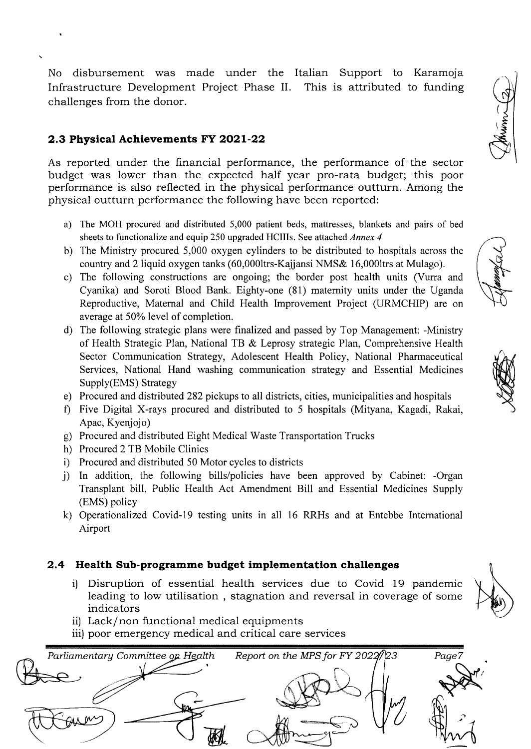No disbursement was made under the Italian Support to Karamoja Infrastructure Development Project Phase II. This is attributed to funding challenges from the donor.

## 2.3 Physical Achievements FY 2021-22

As reported under the financial performance, the performance of the sector budget was lower than the expected half year pro-rata budget; this poor performance is also reflected in the physical performance outturn. Among the physical outturn performance the following have been reported:

a) The MOH procured and distributed 5,000 patient beds, mattresses, blankets and pairs of bed sheets to functionalize and equip 250 upgraded HCIIIs. See attached *Annex 4*

b) The Ministry procured 5,000 oxygen cylinders to be distributed to hospitals across the country and 2 liquid oxygen tanks (60,000ltrs-Kajjansi NMS& 16,000ltrs at Mulago).

c) The following constructions are ongoing; the border post health units (Vurra and Cyanika) and Soroti Blood Bank. Eighty-one (81) maternity units under the Uganda Reproductive, Maternal and Child Health Improvement Project (URMCHIP) are on average at 50% level of completion.

d) The following strategic plans were finalized and passed by Top Management: -Ministry of Health Strategic Plan, National TB & Leprosy strategic Plan, Comprehensive Health Sector Communication Strategy, Adolescent Health Policy, National Pharmaceutical Services, National Hand washing communication strategy and Essential Medicines Supply(EMS) Strategy

e) Procured and distributed 282 pickups to all districts, cities, municipalities and hospitals

f) Five Digital X-rays procured and distributed to 5 hospitals (Mityana, Kagadi, Rakai, Apac, Kyenjojo)

g) Procured and distributed Eight Medical Waste Transportation Trucks

h) Procured 2 TB Mobile Clinics

i) Procured and distributed 50 Motor cycles to districts

j) In addition, the following bills/policies have been approved by Cabinet: -Organ Transplant bill, Public Health Act Amendment Bill and Essential Medicines Supply (EMS) policy

k) Operationalized Covid-19 testing units in all 16 RRHs and at Entebbe International Airport

## 2.4 Health Sub-programme budget implementation challenges

i) Disruption of essential health services due to Covid 19 pandemic leading to low utilisation , stagnation and reversal in coverage of some indicators

ii) Lack/non functional medical equipments

iii) poor emergency medical and critical care services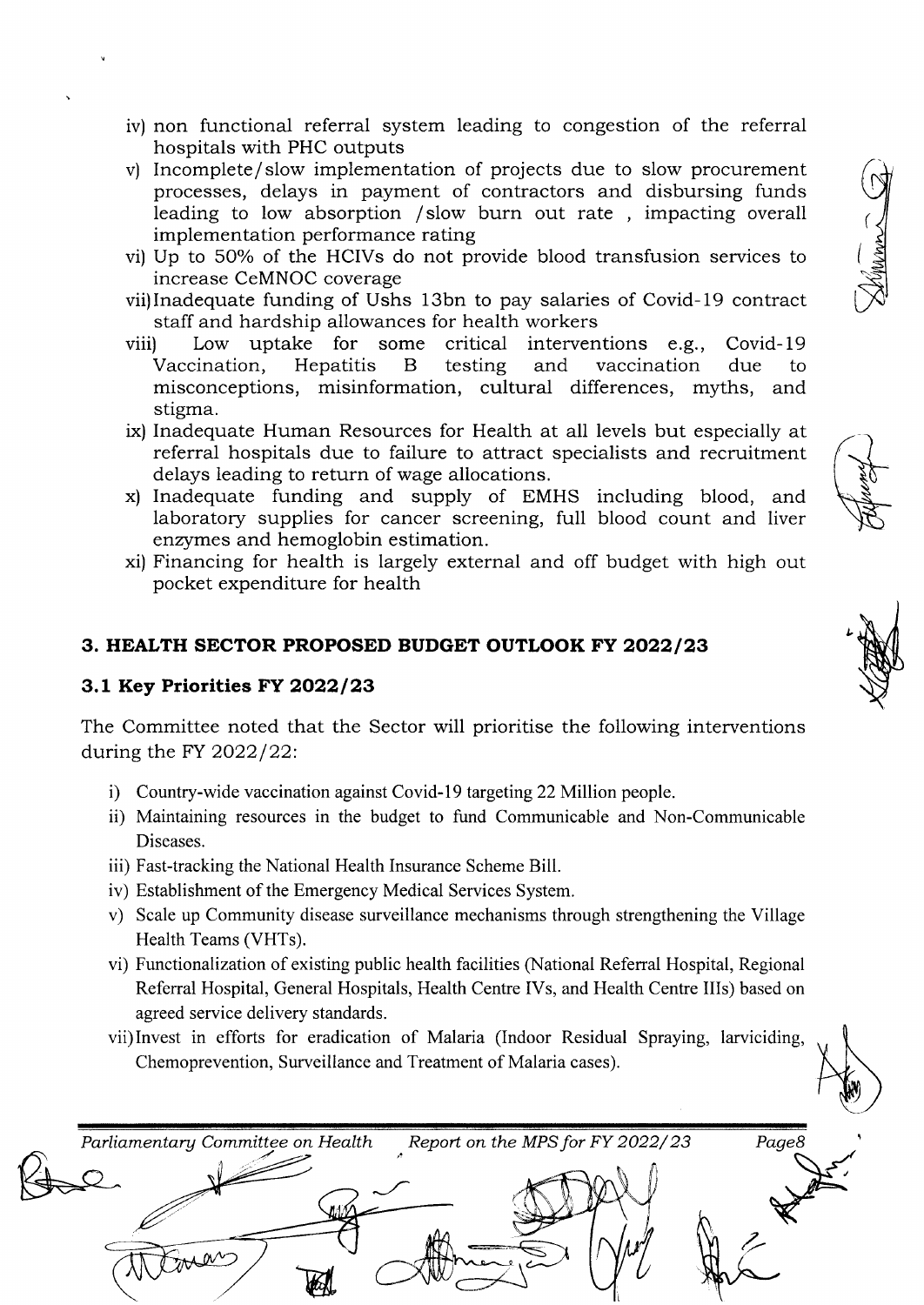iv) non functional referral system leading to congestion of the referral hospitals with PHC outputs
v) Incomplete/slow implementation of projects due to slow procurement processes, delays in payment of contractors and disbursing funds leading to low absorption /slow burn out rate , impacting overall implementation performance rating
vi) Up to 50% of the HCIVs do not provide blood transfusion services to increase CeMNOC coverage
vii) Inadequate funding of Ushs 13bn to pay salaries of Covid-19 contract staff and hardship allowances for health workers
viii) Low uptake for some critical interventions e.g., Covid-19 Vaccination, Hepatitis B testing and vaccination due to misconceptions, misinformation, cultural differences, myths, and stigma.
ix) Inadequate Human Resources for Health at all levels but especially at referral hospitals due to failure to attract specialists and recruitment delays leading to return of wage allocations.
x) Inadequate funding and supply of EMHS including blood, and laboratory supplies for cancer screening, full blood count and liver enzymes and hemoglobin estimation.
xi) Financing for health is largely external and off budget with high out pocket expenditure for health

## 3. HEALTH SECTOR PROPOSED BUDGET OUTLOOK FY 2022/23

### 3.1 Key Priorities FY 2022/23

The Committee noted that the Sector will prioritise the following interventions during the FY 2022/22:

i) Country-wide vaccination against Covid-19 targeting 22 Million people.
ii) Maintaining resources in the budget to fund Communicable and Non-Communicable Diseases.
iii) Fast-tracking the National Health Insurance Scheme Bill.
iv) Establishment of the Emergency Medical Services System.
v) Scale up Community disease surveillance mechanisms through strengthening the Village Health Teams (VHTs).
vi) Functionalization of existing public health facilities (National Referral Hospital, Regional Referral Hospital, General Hospitals, Health Centre IVs, and Health Centre IIIs) based on agreed service delivery standards.
vii) Invest in efforts for eradication of Malaria (Indoor Residual Spraying, larviciding, Chemoprevention, Surveillance and Treatment of Malaria cases).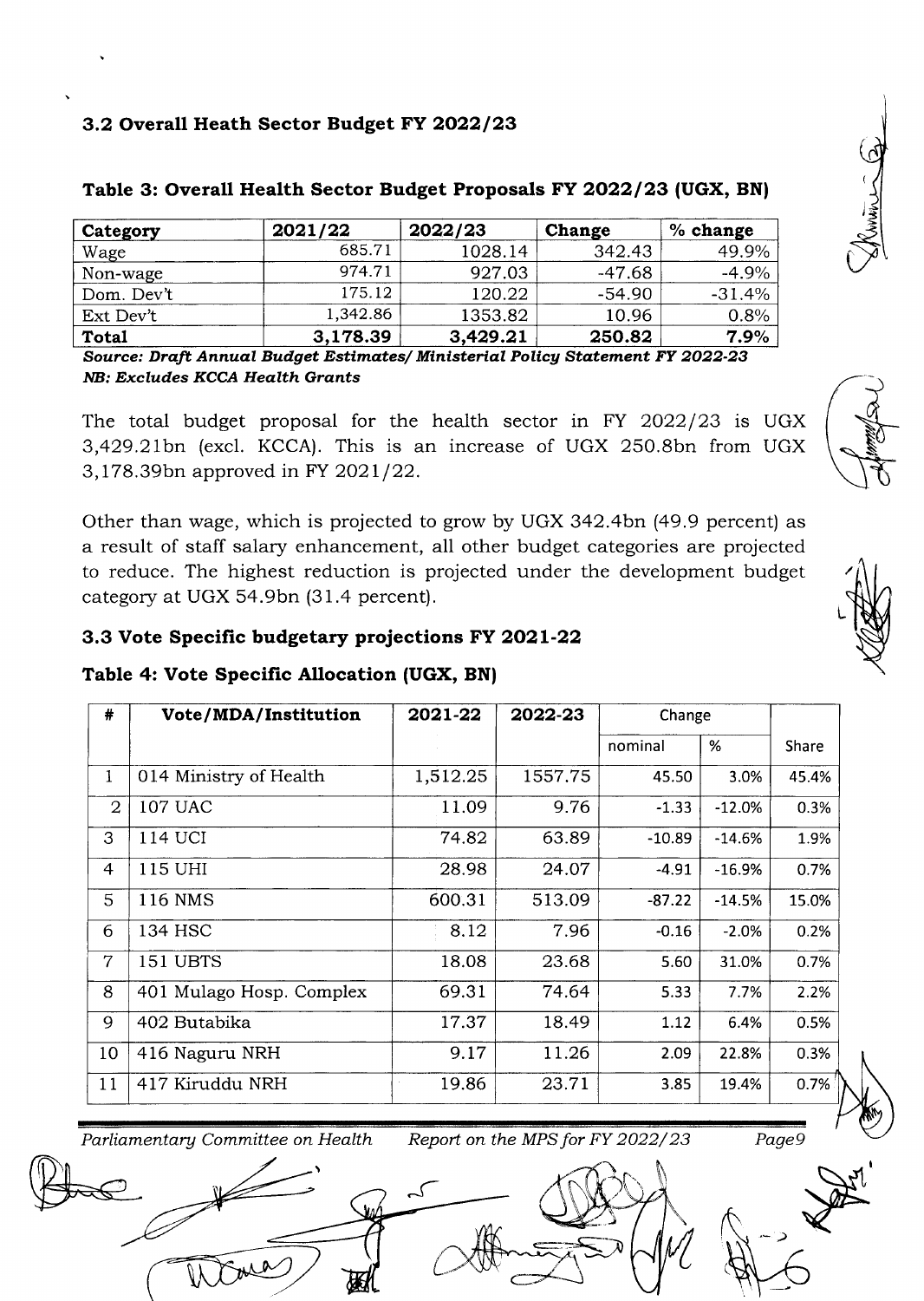### 3.2 Overall Heath Sector Budget FY 2022/23

**Table 3: Overall Health Sector Budget Proposals FY 2022/23 (UGX, BN)**

| Category | 2021/22 | 2022/23 | Change | % change |
|---|---|---|---|---|
| Wage | 685.71 | 1028.14 | 342.43 | 49.9% |
| Non-wage | 974.71 | 927.03 | -47.68 | -4.9% |
| Dom. Dev't | 175.12 | 120.22 | -54.90 | -31.4% |
| Ext Dev't | 1,342.86 | 1353.82 | 10.96 | 0.8% |
| **Total** | **3,178.39** | **3,429.21** | **250.82** | **7.9%** |

***Source: Draft Annual Budget Estimates/ Ministerial Policy Statement FY 2022-23***
***NB: Excludes KCCA Health Grants***

The total budget proposal for the health sector in FY 2022/23 is UGX 3,429.21bn (excl. KCCA). This is an increase of UGX 250.8bn from UGX 3,178.39bn approved in FY 2021/22.

Other than wage, which is projected to grow by UGX 342.4bn (49.9 percent) as a result of staff salary enhancement, all other budget categories are projected to reduce. The highest reduction is projected under the development budget category at UGX 54.9bn (31.4 percent).

### 3.3 Vote Specific budgetary projections FY 2021-22

**Table 4: Vote Specific Allocation (UGX, BN)**

| # | Vote/MDA/Institution | 2021-22 | 2022-23 | Change | | |
|---|---|---|---|---|---|---|
| | | | | nominal | % | Share |
| 1 | 014 Ministry of Health | 1,512.25 | 1557.75 | 45.50 | 3.0% | 45.4% |
| 2 | 107 UAC | 11.09 | 9.76 | -1.33 | -12.0% | 0.3% |
| 3 | 114 UCI | 74.82 | 63.89 | -10.89 | -14.6% | 1.9% |
| 4 | 115 UHI | 28.98 | 24.07 | -4.91 | -16.9% | 0.7% |
| 5 | 116 NMS | 600.31 | 513.09 | -87.22 | -14.5% | 15.0% |
| 6 | 134 HSC | 8.12 | 7.96 | -0.16 | -2.0% | 0.2% |
| 7 | 151 UBTS | 18.08 | 23.68 | 5.60 | 31.0% | 0.7% |
| 8 | 401 Mulago Hosp. Complex | 69.31 | 74.64 | 5.33 | 7.7% | 2.2% |
| 9 | 402 Butabika | 17.37 | 18.49 | 1.12 | 6.4% | 0.5% |
| 10 | 416 Naguru NRH | 9.17 | 11.26 | 2.09 | 22.8% | 0.3% |
| 11 | 417 Kiruddu NRH | 19.86 | 23.71 | 3.85 | 19.4% | 0.7% |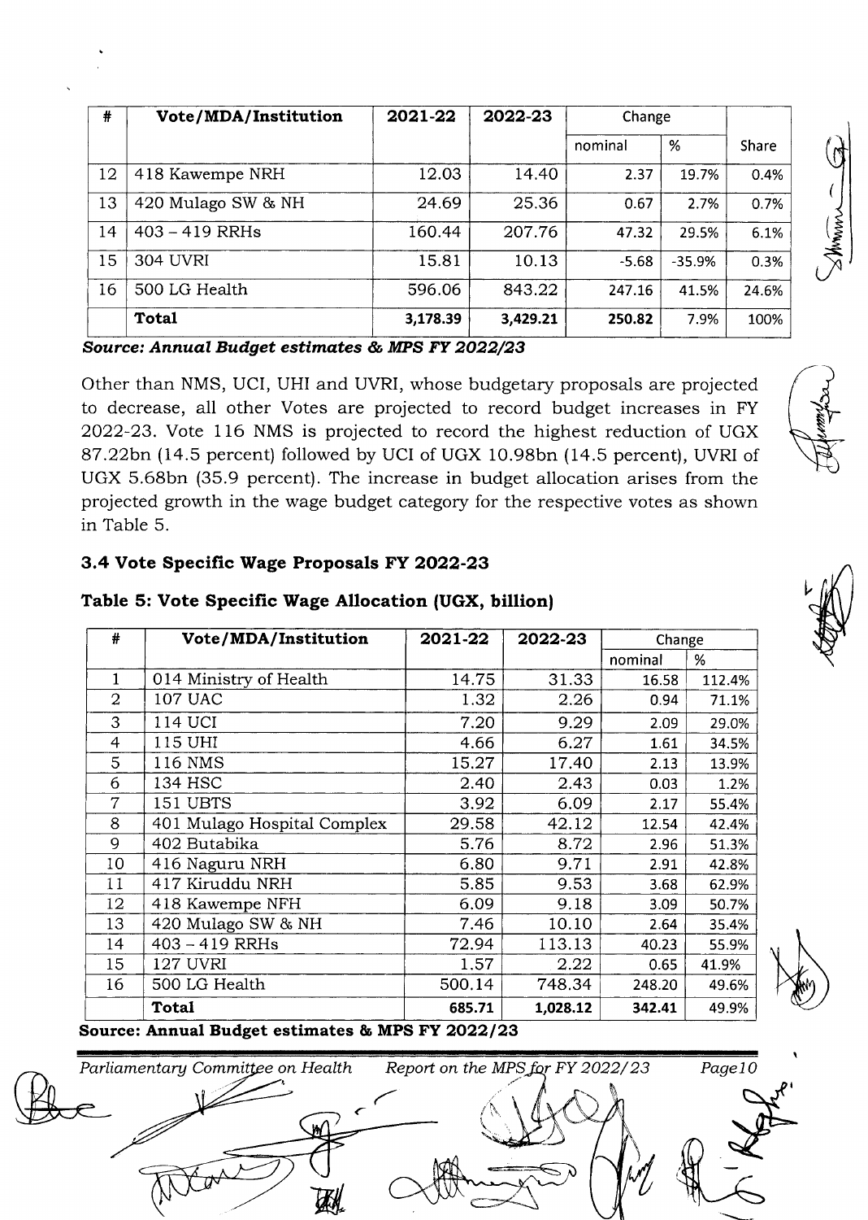| # | Vote/MDA/Institution | 2021-22 | 2022-23 | Change | | Share |
|---|---|---|---|---|---|---|
| | | | | nominal | % | |
| 12 | 418 Kawempe NRH | 12.03 | 14.40 | 2.37 | 19.7% | 0.4% |
| 13 | 420 Mulago SW & NH | 24.69 | 25.36 | 0.67 | 2.7% | 0.7% |
| 14 | 403 – 419 RRHs | 160.44 | 207.76 | 47.32 | 29.5% | 6.1% |
| 15 | 304 UVRI | 15.81 | 10.13 | -5.68 | -35.9% | 0.3% |
| 16 | 500 LG Health | 596.06 | 843.22 | 247.16 | 41.5% | 24.6% |
| | **Total** | **3,178.39** | **3,429.21** | **250.82** | 7.9% | 100% |

***Source: Annual Budget estimates & MPS FY 2022/23***

Other than NMS, UCI, UHI and UVRI, whose budgetary proposals are projected to decrease, all other Votes are projected to record budget increases in FY 2022-23. Vote 116 NMS is projected to record the highest reduction of UGX 87.22bn (14.5 percent) followed by UCI of UGX 10.98bn (14.5 percent), UVRI of UGX 5.68bn (35.9 percent). The increase in budget allocation arises from the projected growth in the wage budget category for the respective votes as shown in Table 5.

### 3.4 Vote Specific Wage Proposals FY 2022-23

**Table 5: Vote Specific Wage Allocation (UGX, billion)**

| # | Vote/MDA/Institution | 2021-22 | 2022-23 | Change | |
|---|---|---|---|---|---|
| | | | | nominal | % |
| 1 | 014 Ministry of Health | 14.75 | 31.33 | 16.58 | 112.4% |
| 2 | 107 UAC | 1.32 | 2.26 | 0.94 | 71.1% |
| 3 | 114 UCI | 7.20 | 9.29 | 2.09 | 29.0% |
| 4 | 115 UHI | 4.66 | 6.27 | 1.61 | 34.5% |
| 5 | 116 NMS | 15.27 | 17.40 | 2.13 | 13.9% |
| 6 | 134 HSC | 2.40 | 2.43 | 0.03 | 1.2% |
| 7 | 151 UBTS | 3.92 | 6.09 | 2.17 | 55.4% |
| 8 | 401 Mulago Hospital Complex | 29.58 | 42.12 | 12.54 | 42.4% |
| 9 | 402 Butabika | 5.76 | 8.72 | 2.96 | 51.3% |
| 10 | 416 Naguru NRH | 6.80 | 9.71 | 2.91 | 42.8% |
| 11 | 417 Kiruddu NRH | 5.85 | 9.53 | 3.68 | 62.9% |
| 12 | 418 Kawempe NFH | 6.09 | 9.18 | 3.09 | 50.7% |
| 13 | 420 Mulago SW & NH | 7.46 | 10.10 | 2.64 | 35.4% |
| 14 | 403 – 419 RRHs | 72.94 | 113.13 | 40.23 | 55.9% |
| 15 | 127 UVRI | 1.57 | 2.22 | 0.65 | 41.9% |
| 16 | 500 LG Health | 500.14 | 748.34 | 248.20 | 49.6% |
| | **Total** | **685.71** | **1,028.12** | **342.41** | 49.9% |

**Source: Annual Budget estimates & MPS FY 2022/23**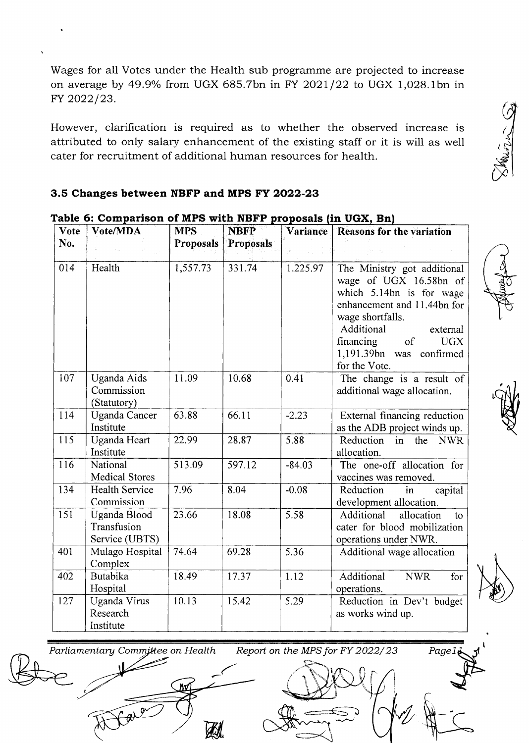Wages for all Votes under the Health sub programme are projected to increase on average by 49.9% from UGX 685.7bn in FY 2021/22 to UGX 1,028.1bn in FY 2022/23.

However, clarification is required as to whether the observed increase is attributed to only salary enhancement of the existing staff or it is will as well cater for recruitment of additional human resources for health.

### 3.5 Changes between NBFP and MPS FY 2022-23

**Table 6: Comparison of MPS with NBFP proposals (in UGX, Bn)**

| Vote No. | Vote/MDA | MPS Proposals | NBFP Proposals | Variance | Reasons for the variation |
|---|---|---|---|---|---|
| 014 | Health | 1,557.73 | 331.74 | 1.225.97 | The Ministry got additional wage of UGX 16.58bn of which 5.14bn is for wage enhancement and 11.44bn for wage shortfalls. Additional external financing of UGX 1,191.39bn was confirmed for the Vote. |
| 107 | Uganda Aids Commission (Statutory) | 11.09 | 10.68 | 0.41 | The change is a result of additional wage allocation. |
| 114 | Uganda Cancer Institute | 63.88 | 66.11 | -2.23 | External financing reduction as the ADB project winds up. |
| 115 | Uganda Heart Institute | 22.99 | 28.87 | 5.88 | Reduction in the NWR allocation. |
| 116 | National Medical Stores | 513.09 | 597.12 | -84.03 | The one-off allocation for vaccines was removed. |
| 134 | Health Service Commission | 7.96 | 8.04 | -0.08 | Reduction in capital development allocation. |
| 151 | Uganda Blood Transfusion Service (UBTS) | 23.66 | 18.08 | 5.58 | Additional allocation to cater for blood mobilization operations under NWR. |
| 401 | Mulago Hospital Complex | 74.64 | 69.28 | 5.36 | Additional wage allocation |
| 402 | Butabika Hospital | 18.49 | 17.37 | 1.12 | Additional NWR for operations. |
| 127 | Uganda Virus Research Institute | 10.13 | 15.42 | 5.29 | Reduction in Dev't budget as works wind up. |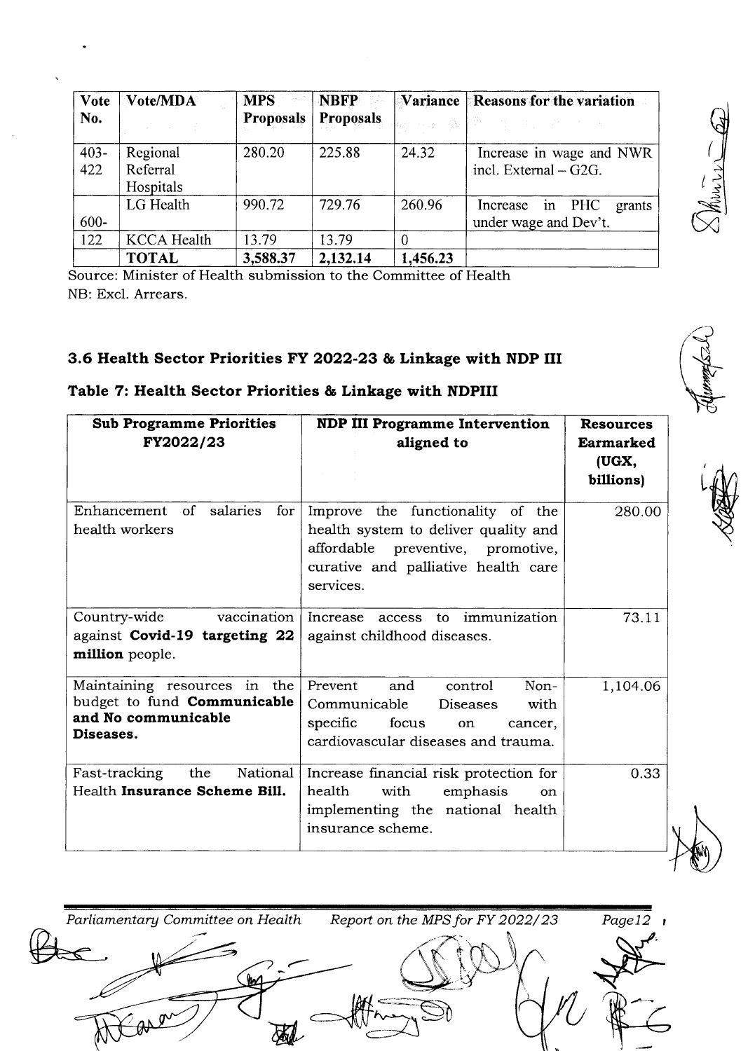| Vote No. | Vote/MDA | MPS Proposals | NBFP Proposals | Variance | Reasons for the variation |
|---|---|---|---|---|---|
| 403-422 | Regional Referral Hospitals | 280.20 | 225.88 | 24.32 | Increase in wage and NWR incl. External – G2G. |
| 600- | LG Health | 990.72 | 729.76 | 260.96 | Increase in PHC grants under wage and Dev't. |
| 122 | KCCA Health | 13.79 | 13.79 | 0 | |
| | **TOTAL** | **3,588.37** | **2,132.14** | **1,456.23** | |

Source: Minister of Health submission to the Committee of Health

NB: Excl. Arrears.

## 3.6 Health Sector Priorities FY 2022-23 & Linkage with NDP III

### Table 7: Health Sector Priorities & Linkage with NDPIII

| Sub Programme Priorities FY2022/23 | NDP III Programme Intervention aligned to | Resources Earmarked (UGX, billions) |
|---|---|---|
| Enhancement of salaries for health workers | Improve the functionality of the health system to deliver quality and affordable preventive, promotive, curative and palliative health care services. | 280.00 |
| Country-wide vaccination against **Covid-19 targeting 22 million** people. | Increase access to immunization against childhood diseases. | 73.11 |
| Maintaining resources in the budget to fund **Communicable and No communicable Diseases.** | Prevent and control Non-Communicable Diseases with specific focus on cancer, cardiovascular diseases and trauma. | 1,104.06 |
| Fast-tracking the National Health **Insurance Scheme Bill.** | Increase financial risk protection for health with emphasis on implementing the national health insurance scheme. | 0.33 |